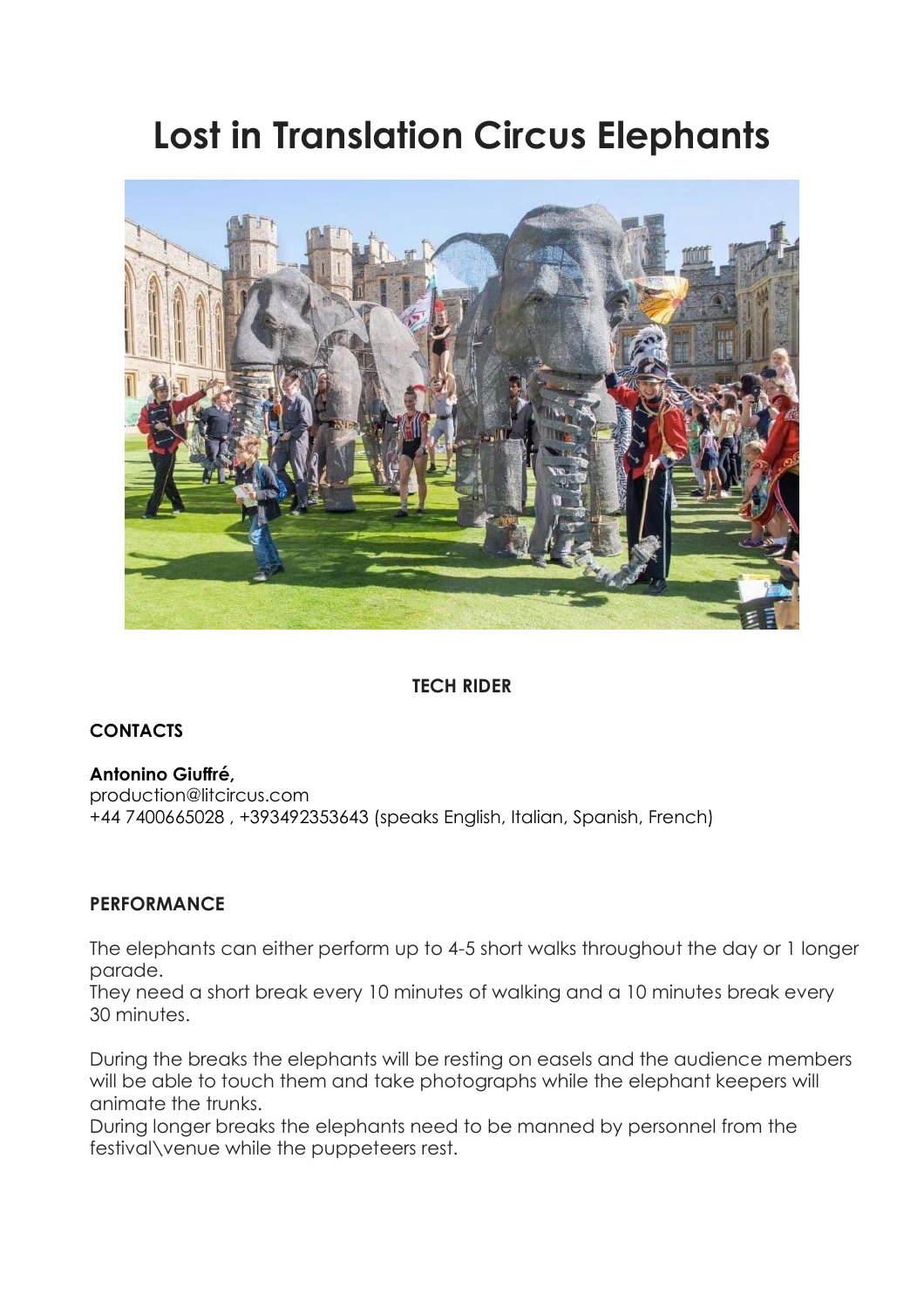# Lost in Translation Circus Elephants

**TECH RIDER**

## CONTACTS

**Antonino Giuffré,**
production@litcircus.com
+44 7400665028 , +393492353643 (speaks English, Italian, Spanish, French)

## PERFORMANCE

The elephants can either perform up to 4-5 short walks throughout the day or 1 longer parade.
They need a short break every 10 minutes of walking and a 10 minutes break every 30 minutes.

During the breaks the elephants will be resting on easels and the audience members will be able to touch them and take photographs while the elephant keepers will animate the trunks.
During longer breaks the elephants need to be manned by personnel from the festival\venue while the puppeteers rest.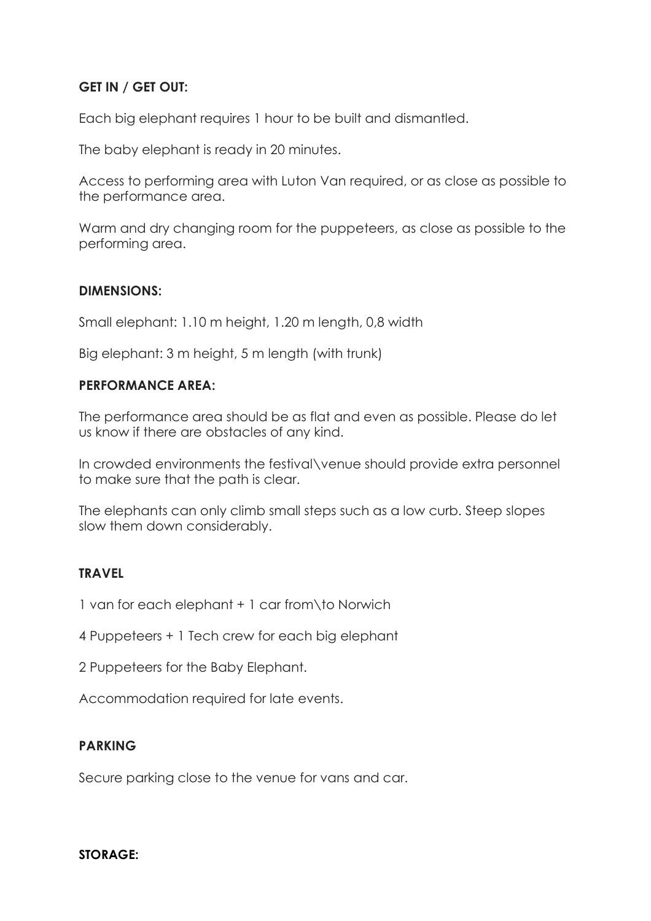**GET IN / GET OUT:**

Each big elephant requires 1 hour to be built and dismantled.

The baby elephant is ready in 20 minutes.

Access to performing area with Luton Van required, or as close as possible to the performance area.

Warm and dry changing room for the puppeteers, as close as possible to the performing area.

**DIMENSIONS:**

Small elephant: 1.10 m height, 1.20 m length, 0,8 width

Big elephant: 3 m height, 5 m length (with trunk)

**PERFORMANCE AREA:**

The performance area should be as flat and even as possible. Please do let us know if there are obstacles of any kind.

In crowded environments the festival\venue should provide extra personnel to make sure that the path is clear.

The elephants can only climb small steps such as a low curb. Steep slopes slow them down considerably.

**TRAVEL**

1 van for each elephant + 1 car from\to Norwich

4 Puppeteers + 1 Tech crew for each big elephant

2 Puppeteers for the Baby Elephant.

Accommodation required for late events.

**PARKING**

Secure parking close to the venue for vans and car.

**STORAGE:**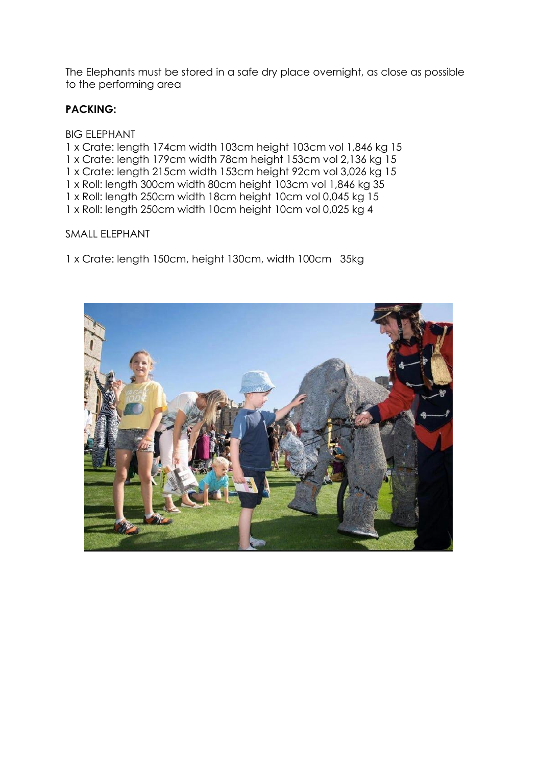The Elephants must be stored in a safe dry place overnight, as close as possible to the performing area

**PACKING:**

BIG ELEPHANT

1 x Crate: length 174cm width 103cm height 103cm vol 1,846 kg 15
1 x Crate: length 179cm width 78cm height 153cm vol 2,136 kg 15
1 x Crate: length 215cm width 153cm height 92cm vol 3,026 kg 15
1 x Roll: length 300cm width 80cm height 103cm vol 1,846 kg 35
1 x Roll: length 250cm width 18cm height 10cm vol 0,045 kg 15
1 x Roll: length 250cm width 10cm height 10cm vol 0,025 kg 4

SMALL ELEPHANT

1 x Crate: length 150cm, height 130cm, width 100cm 35kg